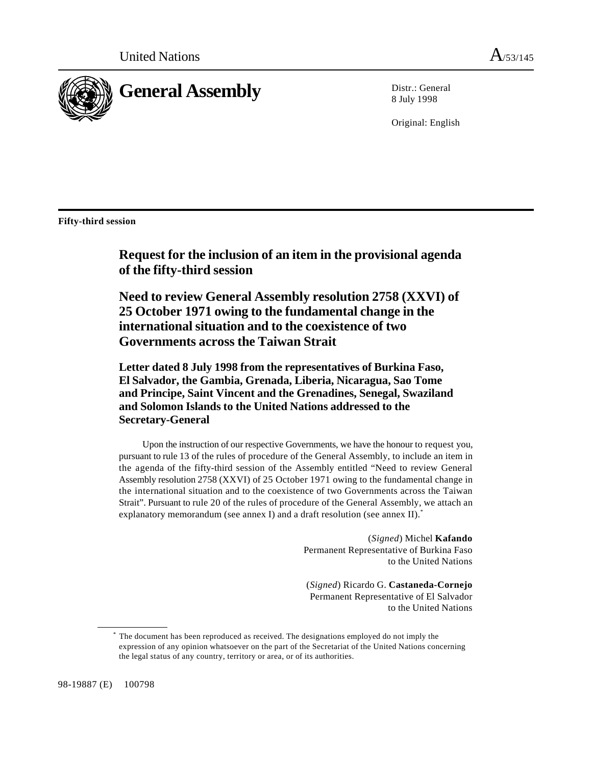United Nations A/53/145

# General Assembly

Distr.: General
8 July 1998

Original: English

**Fifty-third session**

## Request for the inclusion of an item in the provisional agenda of the fifty-third session

## Need to review General Assembly resolution 2758 (XXVI) of 25 October 1971 owing to the fundamental change in the international situation and to the coexistence of two Governments across the Taiwan Strait

### Letter dated 8 July 1998 from the representatives of Burkina Faso, El Salvador, the Gambia, Grenada, Liberia, Nicaragua, Sao Tome and Principe, Saint Vincent and the Grenadines, Senegal, Swaziland and Solomon Islands to the United Nations addressed to the Secretary-General

Upon the instruction of our respective Governments, we have the honour to request you, pursuant to rule 13 of the rules of procedure of the General Assembly, to include an item in the agenda of the fifty-third session of the Assembly entitled "Need to review General Assembly resolution 2758 (XXVI) of 25 October 1971 owing to the fundamental change in the international situation and to the coexistence of two Governments across the Taiwan Strait". Pursuant to rule 20 of the rules of procedure of the General Assembly, we attach an explanatory memorandum (see annex I) and a draft resolution (see annex II).*

(*Signed*) Michel **Kafando**
Permanent Representative of Burkina Faso
to the United Nations

(*Signed*) Ricardo G. **Castaneda-Cornejo**
Permanent Representative of El Salvador
to the United Nations

---

\* The document has been reproduced as received. The designations employed do not imply the expression of any opinion whatsoever on the part of the Secretariat of the United Nations concerning the legal status of any country, territory or area, or of its authorities.

98-19887 (E) 100798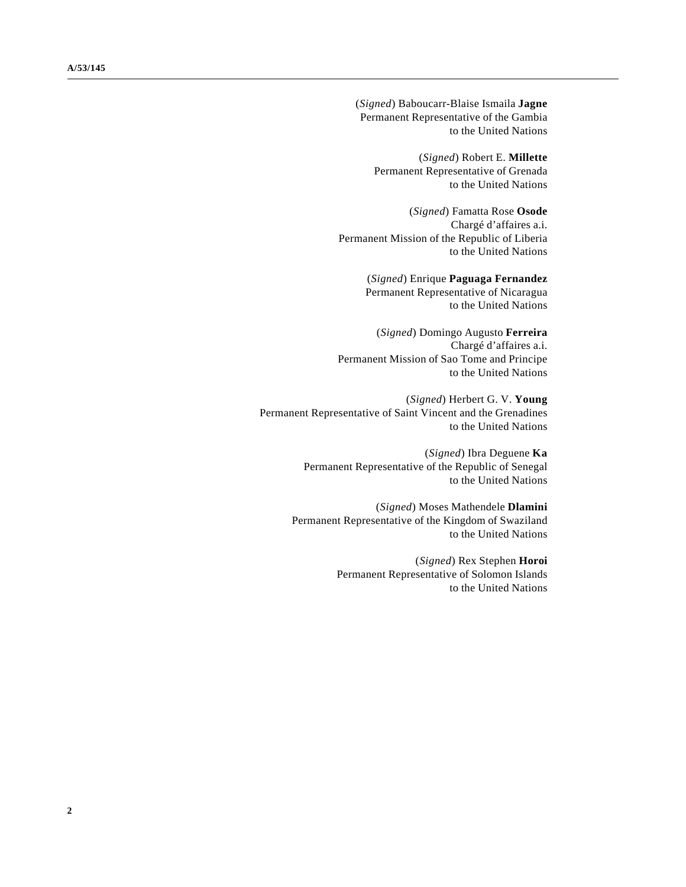(*Signed*) Baboucarr-Blaise Ismaila **Jagne**
Permanent Representative of the Gambia
to the United Nations

(*Signed*) Robert E. **Millette**
Permanent Representative of Grenada
to the United Nations

(*Signed*) Famatta Rose **Osode**
Chargé d'affaires a.i.
Permanent Mission of the Republic of Liberia
to the United Nations

(*Signed*) Enrique **Paguaga Fernandez**
Permanent Representative of Nicaragua
to the United Nations

(*Signed*) Domingo Augusto **Ferreira**
Chargé d'affaires a.i.
Permanent Mission of Sao Tome and Principe
to the United Nations

(*Signed*) Herbert G. V. **Young**
Permanent Representative of Saint Vincent and the Grenadines
to the United Nations

(*Signed*) Ibra Deguene **Ka**
Permanent Representative of the Republic of Senegal
to the United Nations

(*Signed*) Moses Mathendele **Dlamini**
Permanent Representative of the Kingdom of Swaziland
to the United Nations

(*Signed*) Rex Stephen **Horoi**
Permanent Representative of Solomon Islands
to the United Nations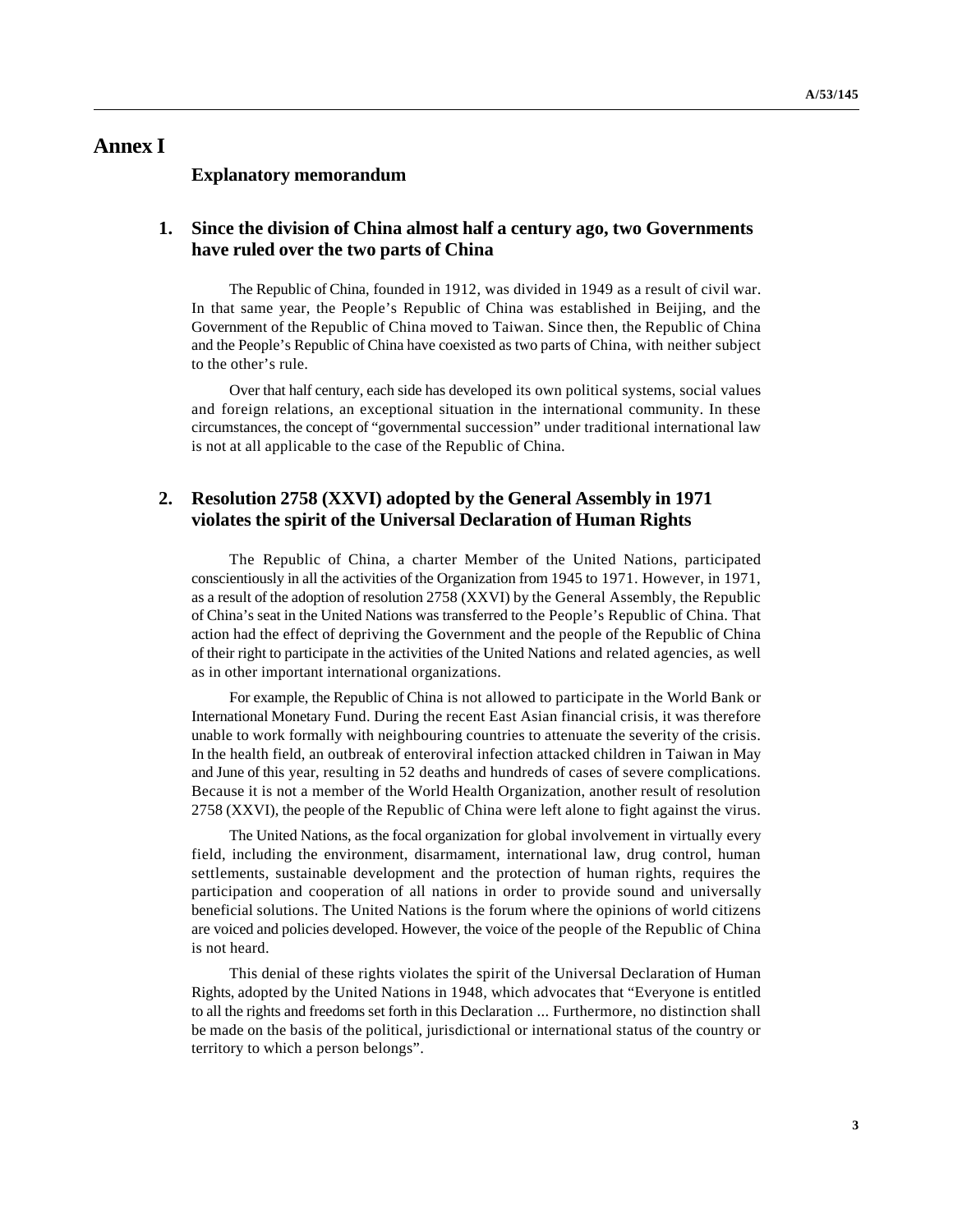# Annex I

## Explanatory memorandum

### 1. Since the division of China almost half a century ago, two Governments have ruled over the two parts of China

The Republic of China, founded in 1912, was divided in 1949 as a result of civil war. In that same year, the People's Republic of China was established in Beijing, and the Government of the Republic of China moved to Taiwan. Since then, the Republic of China and the People's Republic of China have coexisted as two parts of China, with neither subject to the other's rule.

Over that half century, each side has developed its own political systems, social values and foreign relations, an exceptional situation in the international community. In these circumstances, the concept of "governmental succession" under traditional international law is not at all applicable to the case of the Republic of China.

### 2. Resolution 2758 (XXVI) adopted by the General Assembly in 1971 violates the spirit of the Universal Declaration of Human Rights

The Republic of China, a charter Member of the United Nations, participated conscientiously in all the activities of the Organization from 1945 to 1971. However, in 1971, as a result of the adoption of resolution 2758 (XXVI) by the General Assembly, the Republic of China's seat in the United Nations was transferred to the People's Republic of China. That action had the effect of depriving the Government and the people of the Republic of China of their right to participate in the activities of the United Nations and related agencies, as well as in other important international organizations.

For example, the Republic of China is not allowed to participate in the World Bank or International Monetary Fund. During the recent East Asian financial crisis, it was therefore unable to work formally with neighbouring countries to attenuate the severity of the crisis. In the health field, an outbreak of enteroviral infection attacked children in Taiwan in May and June of this year, resulting in 52 deaths and hundreds of cases of severe complications. Because it is not a member of the World Health Organization, another result of resolution 2758 (XXVI), the people of the Republic of China were left alone to fight against the virus.

The United Nations, as the focal organization for global involvement in virtually every field, including the environment, disarmament, international law, drug control, human settlements, sustainable development and the protection of human rights, requires the participation and cooperation of all nations in order to provide sound and universally beneficial solutions. The United Nations is the forum where the opinions of world citizens are voiced and policies developed. However, the voice of the people of the Republic of China is not heard.

This denial of these rights violates the spirit of the Universal Declaration of Human Rights, adopted by the United Nations in 1948, which advocates that "Everyone is entitled to all the rights and freedoms set forth in this Declaration ... Furthermore, no distinction shall be made on the basis of the political, jurisdictional or international status of the country or territory to which a person belongs".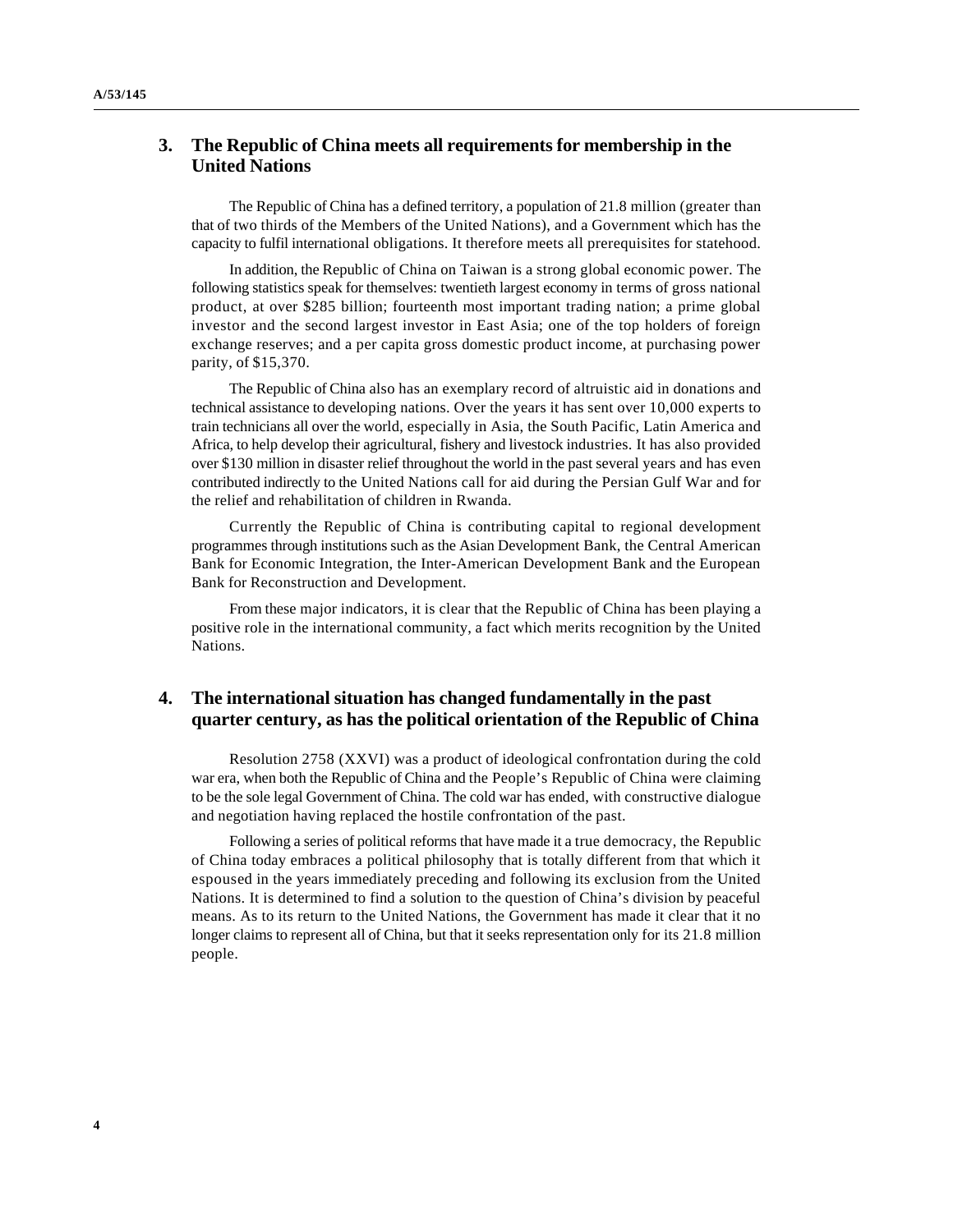## 3. The Republic of China meets all requirements for membership in the United Nations

The Republic of China has a defined territory, a population of 21.8 million (greater than that of two thirds of the Members of the United Nations), and a Government which has the capacity to fulfil international obligations. It therefore meets all prerequisites for statehood.

In addition, the Republic of China on Taiwan is a strong global economic power. The following statistics speak for themselves: twentieth largest economy in terms of gross national product, at over $285 billion; fourteenth most important trading nation; a prime global investor and the second largest investor in East Asia; one of the top holders of foreign exchange reserves; and a per capita gross domestic product income, at purchasing power parity, of $15,370.

The Republic of China also has an exemplary record of altruistic aid in donations and technical assistance to developing nations. Over the years it has sent over 10,000 experts to train technicians all over the world, especially in Asia, the South Pacific, Latin America and Africa, to help develop their agricultural, fishery and livestock industries. It has also provided over $130 million in disaster relief throughout the world in the past several years and has even contributed indirectly to the United Nations call for aid during the Persian Gulf War and for the relief and rehabilitation of children in Rwanda.

Currently the Republic of China is contributing capital to regional development programmes through institutions such as the Asian Development Bank, the Central American Bank for Economic Integration, the Inter-American Development Bank and the European Bank for Reconstruction and Development.

From these major indicators, it is clear that the Republic of China has been playing a positive role in the international community, a fact which merits recognition by the United Nations.

## 4. The international situation has changed fundamentally in the past quarter century, as has the political orientation of the Republic of China

Resolution 2758 (XXVI) was a product of ideological confrontation during the cold war era, when both the Republic of China and the People's Republic of China were claiming to be the sole legal Government of China. The cold war has ended, with constructive dialogue and negotiation having replaced the hostile confrontation of the past.

Following a series of political reforms that have made it a true democracy, the Republic of China today embraces a political philosophy that is totally different from that which it espoused in the years immediately preceding and following its exclusion from the United Nations. It is determined to find a solution to the question of China's division by peaceful means. As to its return to the United Nations, the Government has made it clear that it no longer claims to represent all of China, but that it seeks representation only for its 21.8 million people.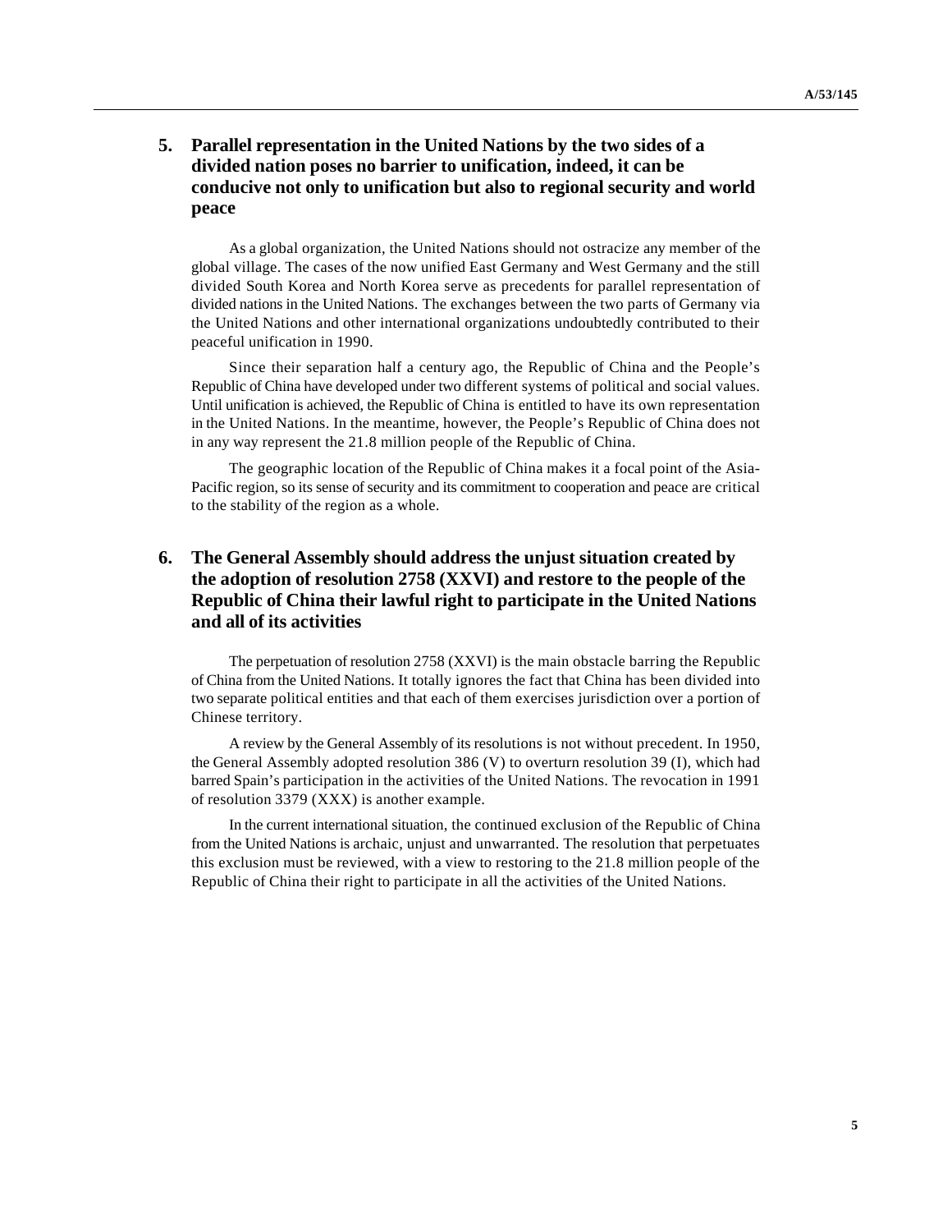## 5. Parallel representation in the United Nations by the two sides of a divided nation poses no barrier to unification, indeed, it can be conducive not only to unification but also to regional security and world peace

As a global organization, the United Nations should not ostracize any member of the global village. The cases of the now unified East Germany and West Germany and the still divided South Korea and North Korea serve as precedents for parallel representation of divided nations in the United Nations. The exchanges between the two parts of Germany via the United Nations and other international organizations undoubtedly contributed to their peaceful unification in 1990.

Since their separation half a century ago, the Republic of China and the People's Republic of China have developed under two different systems of political and social values. Until unification is achieved, the Republic of China is entitled to have its own representation in the United Nations. In the meantime, however, the People's Republic of China does not in any way represent the 21.8 million people of the Republic of China.

The geographic location of the Republic of China makes it a focal point of the Asia-Pacific region, so its sense of security and its commitment to cooperation and peace are critical to the stability of the region as a whole.

## 6. The General Assembly should address the unjust situation created by the adoption of resolution 2758 (XXVI) and restore to the people of the Republic of China their lawful right to participate in the United Nations and all of its activities

The perpetuation of resolution 2758 (XXVI) is the main obstacle barring the Republic of China from the United Nations. It totally ignores the fact that China has been divided into two separate political entities and that each of them exercises jurisdiction over a portion of Chinese territory.

A review by the General Assembly of its resolutions is not without precedent. In 1950, the General Assembly adopted resolution 386 (V) to overturn resolution 39 (I), which had barred Spain's participation in the activities of the United Nations. The revocation in 1991 of resolution 3379 (XXX) is another example.

In the current international situation, the continued exclusion of the Republic of China from the United Nations is archaic, unjust and unwarranted. The resolution that perpetuates this exclusion must be reviewed, with a view to restoring to the 21.8 million people of the Republic of China their right to participate in all the activities of the United Nations.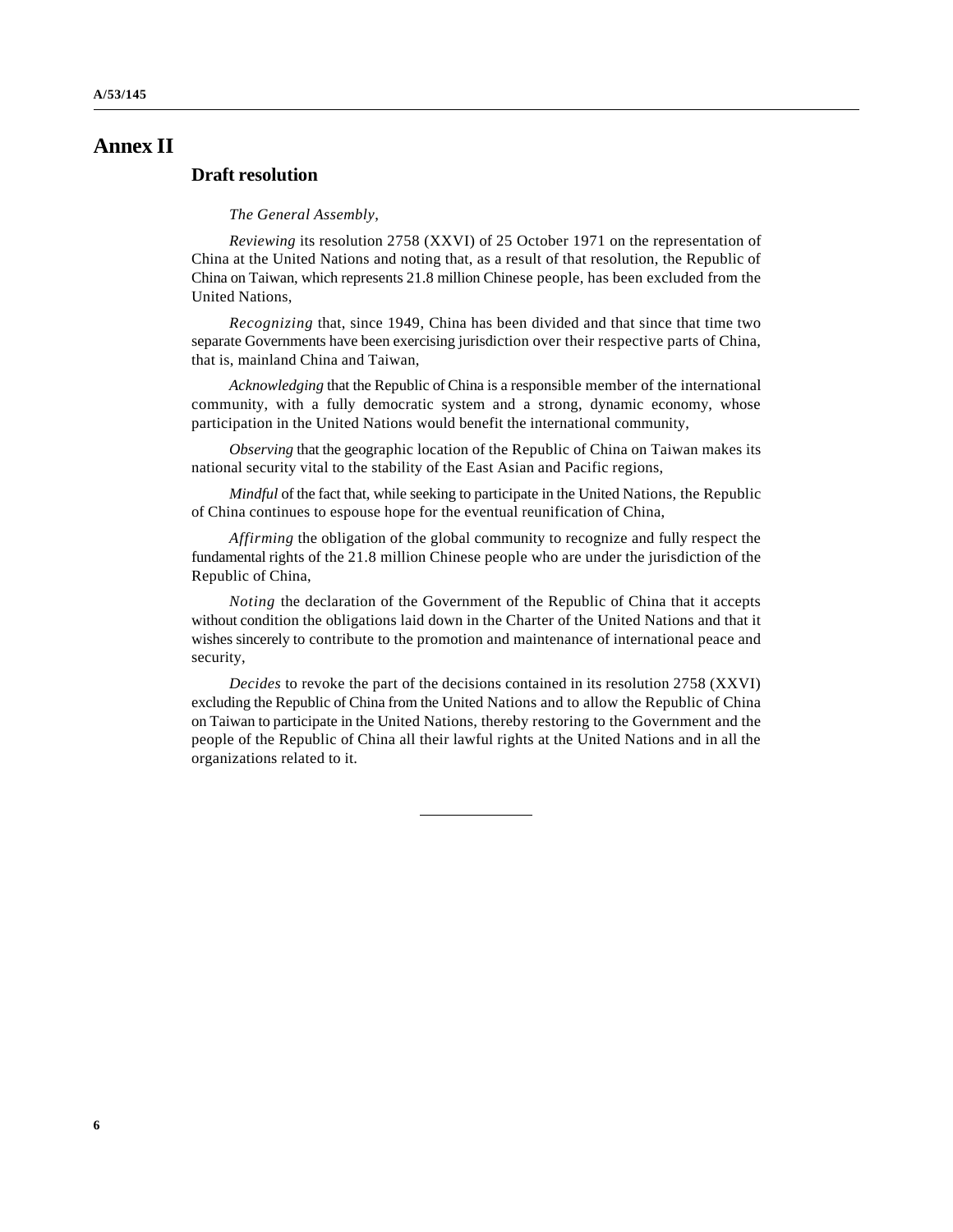# Annex II

## Draft resolution

*The General Assembly*,

*Reviewing* its resolution 2758 (XXVI) of 25 October 1971 on the representation of China at the United Nations and noting that, as a result of that resolution, the Republic of China on Taiwan, which represents 21.8 million Chinese people, has been excluded from the United Nations,

*Recognizing* that, since 1949, China has been divided and that since that time two separate Governments have been exercising jurisdiction over their respective parts of China, that is, mainland China and Taiwan,

*Acknowledging* that the Republic of China is a responsible member of the international community, with a fully democratic system and a strong, dynamic economy, whose participation in the United Nations would benefit the international community,

*Observing* that the geographic location of the Republic of China on Taiwan makes its national security vital to the stability of the East Asian and Pacific regions,

*Mindful* of the fact that, while seeking to participate in the United Nations, the Republic of China continues to espouse hope for the eventual reunification of China,

*Affirming* the obligation of the global community to recognize and fully respect the fundamental rights of the 21.8 million Chinese people who are under the jurisdiction of the Republic of China,

*Noting* the declaration of the Government of the Republic of China that it accepts without condition the obligations laid down in the Charter of the United Nations and that it wishes sincerely to contribute to the promotion and maintenance of international peace and security,

*Decides* to revoke the part of the decisions contained in its resolution 2758 (XXVI) excluding the Republic of China from the United Nations and to allow the Republic of China on Taiwan to participate in the United Nations, thereby restoring to the Government and the people of the Republic of China all their lawful rights at the United Nations and in all the organizations related to it.